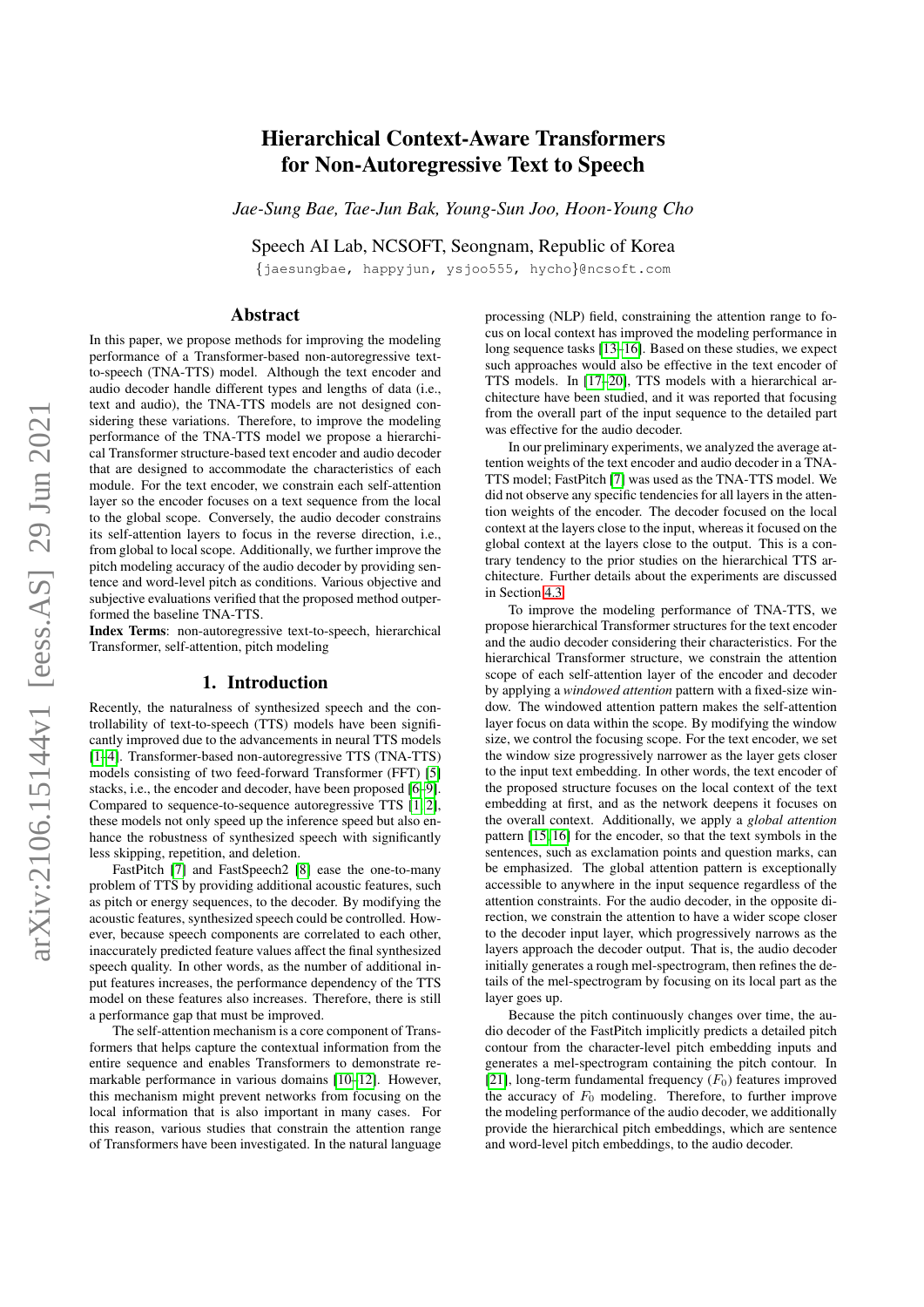# Hierarchical Context-Aware Transformers for Non-Autoregressive Text to Speech

*Jae-Sung Bae, Tae-Jun Bak, Young-Sun Joo, Hoon-Young Cho*

Speech AI Lab, NCSOFT, Seongnam, Republic of Korea

{jaesungbae, happyjun, ysjoo555, hycho}@ncsoft.com

## Abstract

In this paper, we propose methods for improving the modeling performance of a Transformer-based non-autoregressive text-to-speech (TNA-TTS) model. Although the text encoder and audio decoder handle different types and lengths of data (i.e., text and audio), the TNA-TTS models are not designed considering these variations. Therefore, to improve the modeling performance of the TNA-TTS model we propose a hierarchical Transformer structure-based text encoder and audio decoder that are designed to accommodate the characteristics of each module. For the text encoder, we constrain each self-attention layer so the encoder focuses on a text sequence from the local to the global scope. Conversely, the audio decoder constrains its self-attention layers to focus in the reverse direction, i.e., from global to local scope. Additionally, we further improve the pitch modeling accuracy of the audio decoder by providing sentence and word-level pitch as conditions. Various objective and subjective evaluations verified that the proposed method outperformed the baseline TNA-TTS.

**Index Terms**: non-autoregressive text-to-speech, hierarchical Transformer, self-attention, pitch modeling

## 1. Introduction

Recently, the naturalness of synthesized speech and the controllability of text-to-speech (TTS) models have been significantly improved due to the advancements in neural TTS models [1–4]. Transformer-based non-autoregressive TTS (TNA-TTS) models consisting of two feed-forward Transformer (FFT) [5] stacks, i.e., the encoder and decoder, have been proposed [6–9]. Compared to sequence-to-sequence autoregressive TTS [1, 2], these models not only speed up the inference speed but also enhance the robustness of synthesized speech with significantly less skipping, repetition, and deletion.

FastPitch [7] and FastSpeech2 [8] ease the one-to-many problem of TTS by providing additional acoustic features, such as pitch or energy sequences, to the decoder. By modifying the acoustic features, synthesized speech could be controlled. However, because speech components are correlated to each other, inaccurately predicted feature values affect the final synthesized speech quality. In other words, as the number of additional input features increases, the performance dependency of the TTS model on these features also increases. Therefore, there is still a performance gap that must be improved.

The self-attention mechanism is a core component of Transformers that helps capture the contextual information from the entire sequence and enables Transformers to demonstrate remarkable performance in various domains [10–12]. However, this mechanism might prevent networks from focusing on the local information that is also important in many cases. For this reason, various studies that constrain the attention range of Transformers have been investigated. In the natural language processing (NLP) field, constraining the attention range to focus on local context has improved the modeling performance in long sequence tasks [13–16]. Based on these studies, we expect such approaches would also be effective in the text encoder of TTS models. In [17–20], TTS models with a hierarchical architecture have been studied, and it was reported that focusing from the overall part of the input sequence to the detailed part was effective for the audio decoder.

In our preliminary experiments, we analyzed the average attention weights of the text encoder and audio decoder in a TNA-TTS model; FastPitch [7] was used as the TNA-TTS model. We did not observe any specific tendencies for all layers in the attention weights of the encoder. The decoder focused on the local context at the layers close to the input, whereas it focused on the global context at the layers close to the output. This is a contrary tendency to the prior studies on the hierarchical TTS architecture. Further details about the experiments are discussed in Section 4.3.

To improve the modeling performance of TNA-TTS, we propose hierarchical Transformer structures for the text encoder and the audio decoder considering their characteristics. For the hierarchical Transformer structure, we constrain the attention scope of each self-attention layer of the encoder and decoder by applying a *windowed attention* pattern with a fixed-size window. The windowed attention pattern makes the self-attention layer focus on data within the scope. By modifying the window size, we control the focusing scope. For the text encoder, we set the window size progressively narrower as the layer gets closer to the input text embedding. In other words, the text encoder of the proposed structure focuses on the local context of the text embedding at first, and as the network deepens it focuses on the overall context. Additionally, we apply a *global attention* pattern [15, 16] for the encoder, so that the text symbols in the sentences, such as exclamation points and question marks, can be emphasized. The global attention pattern is exceptionally accessible to anywhere in the input sequence regardless of the attention constraints. For the audio decoder, in the opposite direction, we constrain the attention to have a wider scope closer to the decoder input layer, which progressively narrows as the layers approach the decoder output. That is, the audio decoder initially generates a rough mel-spectrogram, then refines the details of the mel-spectrogram by focusing on its local part as the layer goes up.

Because the pitch continuously changes over time, the audio decoder of the FastPitch implicitly predicts a detailed pitch contour from the character-level pitch embedding inputs and generates a mel-spectrogram containing the pitch contour. In [21], long-term fundamental frequency ($F_0$) features improved the accuracy of $F_0$ modeling. Therefore, to further improve the modeling performance of the audio decoder, we additionally provide the hierarchical pitch embeddings, which are sentence and word-level pitch embeddings, to the audio decoder.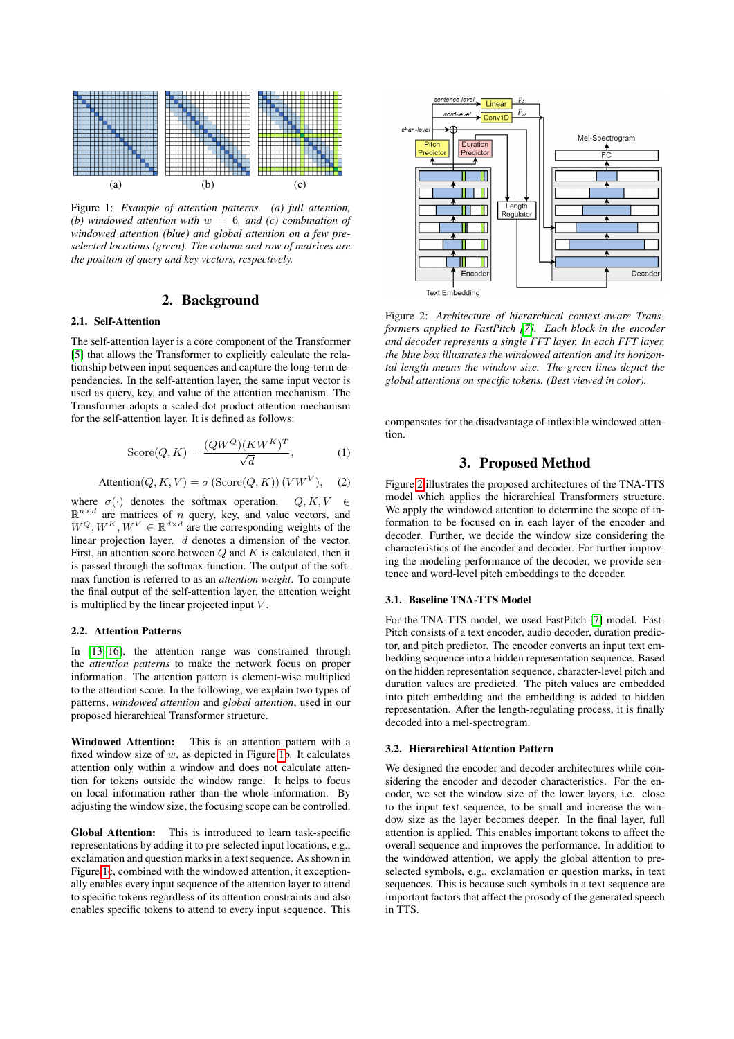Figure 1: *Example of attention patterns. (a) full attention, (b) windowed attention with $w = 6$, and (c) combination of windowed attention (blue) and global attention on a few pre-selected locations (green). The column and row of matrices are the position of query and key vectors, respectively.*

## 2. Background

### 2.1. Self-Attention

The self-attention layer is a core component of the Transformer [5] that allows the Transformer to explicitly calculate the relationship between input sequences and capture the long-term dependencies. In the self-attention layer, the same input vector is used as query, key, and value of the attention mechanism. The Transformer adopts a scaled-dot product attention mechanism for the self-attention layer. It is defined as follows:

$$\text{Score}(Q, K) = \frac{(QW^Q)(KW^K)^T}{\sqrt{d}}, \quad (1)$$

$$\text{Attention}(Q, K, V) = \sigma\left(\text{Score}(Q, K)\right)(VW^V), \quad (2)$$

where $\sigma(\cdot)$ denotes the softmax operation. $Q, K, V \in \mathbb{R}^{n \times d}$ are matrices of $n$ query, key, and value vectors, and $W^Q, W^K, W^V \in \mathbb{R}^{d \times d}$ are the corresponding weights of the linear projection layer. $d$ denotes a dimension of the vector. First, an attention score between $Q$ and $K$ is calculated, then it is passed through the softmax function. The output of the softmax function is referred to as an *attention weight*. To compute the final output of the self-attention layer, the attention weight is multiplied by the linear projected input $V$.

### 2.2. Attention Patterns

In [13–16], the attention range was constrained through the *attention patterns* to make the network focus on proper information. The attention pattern is element-wise multiplied to the attention score. In the following, we explain two types of patterns, *windowed attention* and *global attention*, used in our proposed hierarchical Transformer structure.

**Windowed Attention:** This is an attention pattern with a fixed window size of $w$, as depicted in Figure 1b. It calculates attention only within a window and does not calculate attention for tokens outside the window range. It helps to focus on local information rather than the whole information. By adjusting the window size, the focusing scope can be controlled.

**Global Attention:** This is introduced to learn task-specific representations by adding it to pre-selected input locations, e.g., exclamation and question marks in a text sequence. As shown in Figure 1c, combined with the windowed attention, it exceptionally enables every input sequence of the attention layer to attend to specific tokens regardless of its attention constraints and also enables specific tokens to attend to every input sequence. This compensates for the disadvantage of inflexible windowed attention.

Figure 2: *Architecture of hierarchical context-aware Transformers applied to FastPitch [7]. Each block in the encoder and decoder represents a single FFT layer. In each FFT layer, the blue box illustrates the windowed attention and its horizontal length means the window size. The green lines depict the global attentions on specific tokens. (Best viewed in color).*

## 3. Proposed Method

Figure 2 illustrates the proposed architectures of the TNA-TTS model which applies the hierarchical Transformers structure. We apply the windowed attention to determine the scope of information to be focused on in each layer of the encoder and decoder. Further, we decide the window size considering the characteristics of the encoder and decoder. For further improving the modeling performance of the decoder, we provide sentence and word-level pitch embeddings to the decoder.

### 3.1. Baseline TNA-TTS Model

For the TNA-TTS model, we used FastPitch [7] model. FastPitch consists of a text encoder, audio decoder, duration predictor, and pitch predictor. The encoder converts an input text embedding sequence into a hidden representation sequence. Based on the hidden representation sequence, character-level pitch and duration values are predicted. The pitch values are embedded into pitch embedding and the embedding is added to hidden representation. After the length-regulating process, it is finally decoded into a mel-spectrogram.

### 3.2. Hierarchical Attention Pattern

We designed the encoder and decoder architectures while considering the encoder and decoder characteristics. For the encoder, we set the window size of the lower layers, i.e. close to the input text sequence, to be small and increase the window size as the layer becomes deeper. In the final layer, full attention is applied. This enables important tokens to affect the overall sequence and improves the performance. In addition to the windowed attention, we apply the global attention to pre-selected symbols, e.g., exclamation or question marks, in text sequences. This is because such symbols in a text sequence are important factors that affect the prosody of the generated speech in TTS.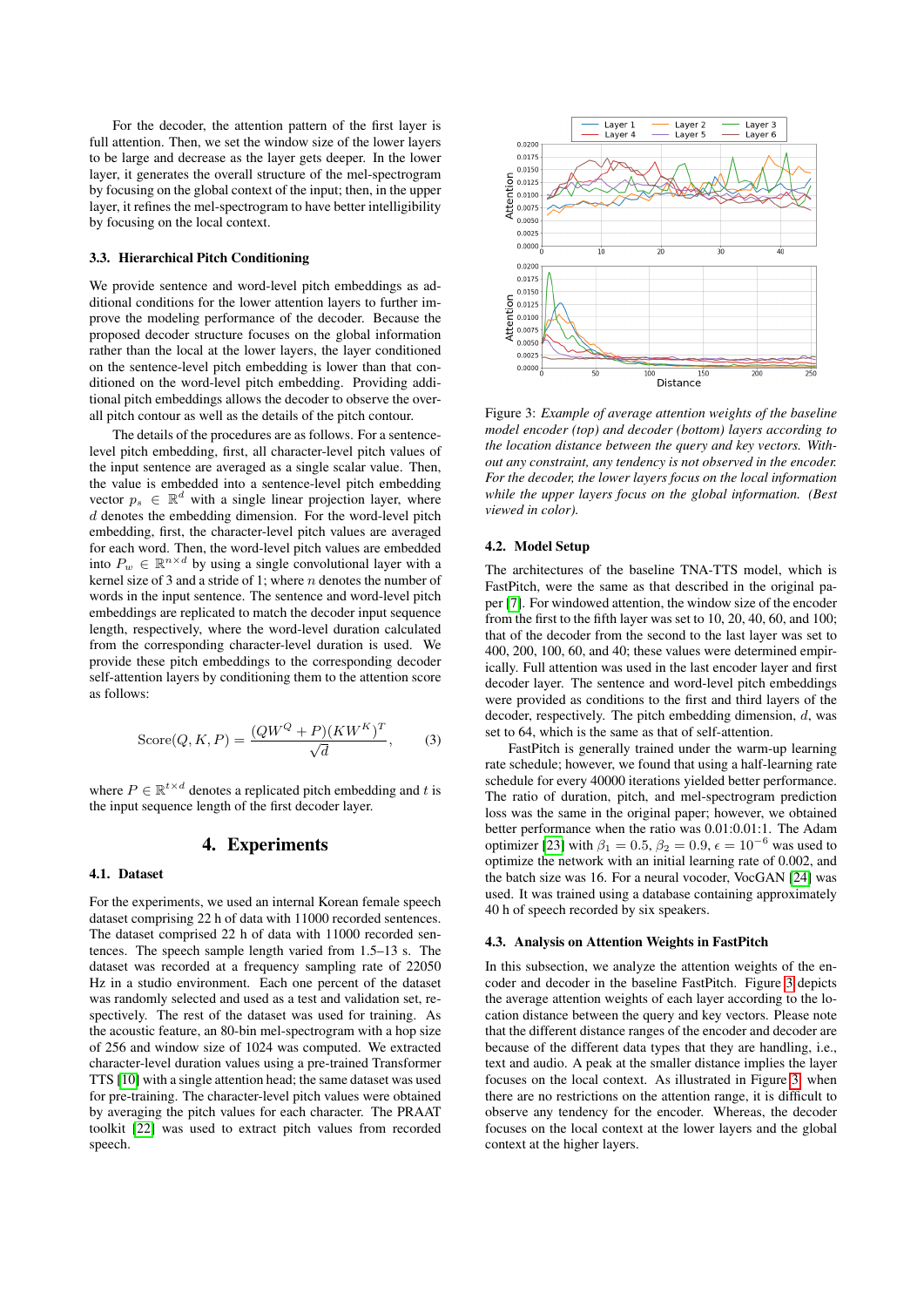For the decoder, the attention pattern of the first layer is full attention. Then, we set the window size of the lower layers to be large and decrease as the layer gets deeper. In the lower layer, it generates the overall structure of the mel-spectrogram by focusing on the global context of the input; then, in the upper layer, it refines the mel-spectrogram to have better intelligibility by focusing on the local context.

### 3.3. Hierarchical Pitch Conditioning

We provide sentence and word-level pitch embeddings as additional conditions for the lower attention layers to further improve the modeling performance of the decoder. Because the proposed decoder structure focuses on the global information rather than the local at the lower layers, the layer conditioned on the sentence-level pitch embedding is lower than that conditioned on the word-level pitch embedding. Providing additional pitch embeddings allows the decoder to observe the overall pitch contour as well as the details of the pitch contour.

The details of the procedures are as follows. For a sentence-level pitch embedding, first, all character-level pitch values of the input sentence are averaged as a single scalar value. Then, the value is embedded into a sentence-level pitch embedding vector $p_s \in \mathbb{R}^d$ with a single linear projection layer, where $d$ denotes the embedding dimension. For the word-level pitch embedding, first, the character-level pitch values are averaged for each word. Then, the word-level pitch values are embedded into $P_w \in \mathbb{R}^{n \times d}$ by using a single convolutional layer with a kernel size of 3 and a stride of 1; where $n$ denotes the number of words in the input sentence. The sentence and word-level pitch embeddings are replicated to match the decoder input sequence length, respectively, where the word-level duration calculated from the corresponding character-level duration is used. We provide these pitch embeddings to the corresponding decoder self-attention layers by conditioning them to the attention score as follows:

$$\text{Score}(Q, K, P) = \frac{(QW^Q + P)(KW^K)^T}{\sqrt{d}}, \quad (3)$$

where $P \in \mathbb{R}^{t \times d}$ denotes a replicated pitch embedding and $t$ is the input sequence length of the first decoder layer.

## 4. Experiments

### 4.1. Dataset

For the experiments, we used an internal Korean female speech dataset comprising 22 h of data with 11000 recorded sentences. The dataset comprised 22 h of data with 11000 recorded sentences. The speech sample length varied from 1.5–13 s. The dataset was recorded at a frequency sampling rate of 22050 Hz in a studio environment. Each one percent of the dataset was randomly selected and used as a test and validation set, respectively. The rest of the dataset was used for training. As the acoustic feature, an 80-bin mel-spectrogram with a hop size of 256 and window size of 1024 was computed. We extracted character-level duration values using a pre-trained Transformer TTS [10] with a single attention head; the same dataset was used for pre-training. The character-level pitch values were obtained by averaging the pitch values for each character. The PRAAT toolkit [22] was used to extract pitch values from recorded speech.

Figure 3: *Example of average attention weights of the baseline model encoder (top) and decoder (bottom) layers according to the location distance between the query and key vectors. Without any constraint, any tendency is not observed in the encoder. For the decoder, the lower layers focus on the local information while the upper layers focus on the global information. (Best viewed in color).*

### 4.2. Model Setup

The architectures of the baseline TNA-TTS model, which is FastPitch, were the same as that described in the original paper [7]. For windowed attention, the window size of the encoder from the first to the fifth layer was set to 10, 20, 40, 60, and 100; that of the decoder from the second to the last layer was set to 400, 200, 100, 60, and 40; these values were determined empirically. Full attention was used in the last encoder layer and first decoder layer. The sentence and word-level pitch embeddings were provided as conditions to the first and third layers of the decoder, respectively. The pitch embedding dimension, $d$, was set to 64, which is the same as that of self-attention.

FastPitch is generally trained under the warm-up learning rate schedule; however, we found that using a half-learning rate schedule for every 40000 iterations yielded better performance. The ratio of duration, pitch, and mel-spectrogram prediction loss was the same in the original paper; however, we obtained better performance when the ratio was 0.01:0.01:1. The Adam optimizer [23] with $\beta_1 = 0.5$, $\beta_2 = 0.9$, $\epsilon = 10^{-6}$ was used to optimize the network with an initial learning rate of 0.002, and the batch size was 16. For a neural vocoder, VocGAN [24] was used. It was trained using a database containing approximately 40 h of speech recorded by six speakers.

### 4.3. Analysis on Attention Weights in FastPitch

In this subsection, we analyze the attention weights of the encoder and decoder in the baseline FastPitch. Figure 3 depicts the average attention weights of each layer according to the location distance between the query and key vectors. Please note that the different distance ranges of the encoder and decoder are because of the different data types that they are handling, i.e., text and audio. A peak at the smaller distance implies the layer focuses on the local context. As illustrated in Figure 3, when there are no restrictions on the attention range, it is difficult to observe any tendency for the encoder. Whereas, the decoder focuses on the local context at the lower layers and the global context at the higher layers.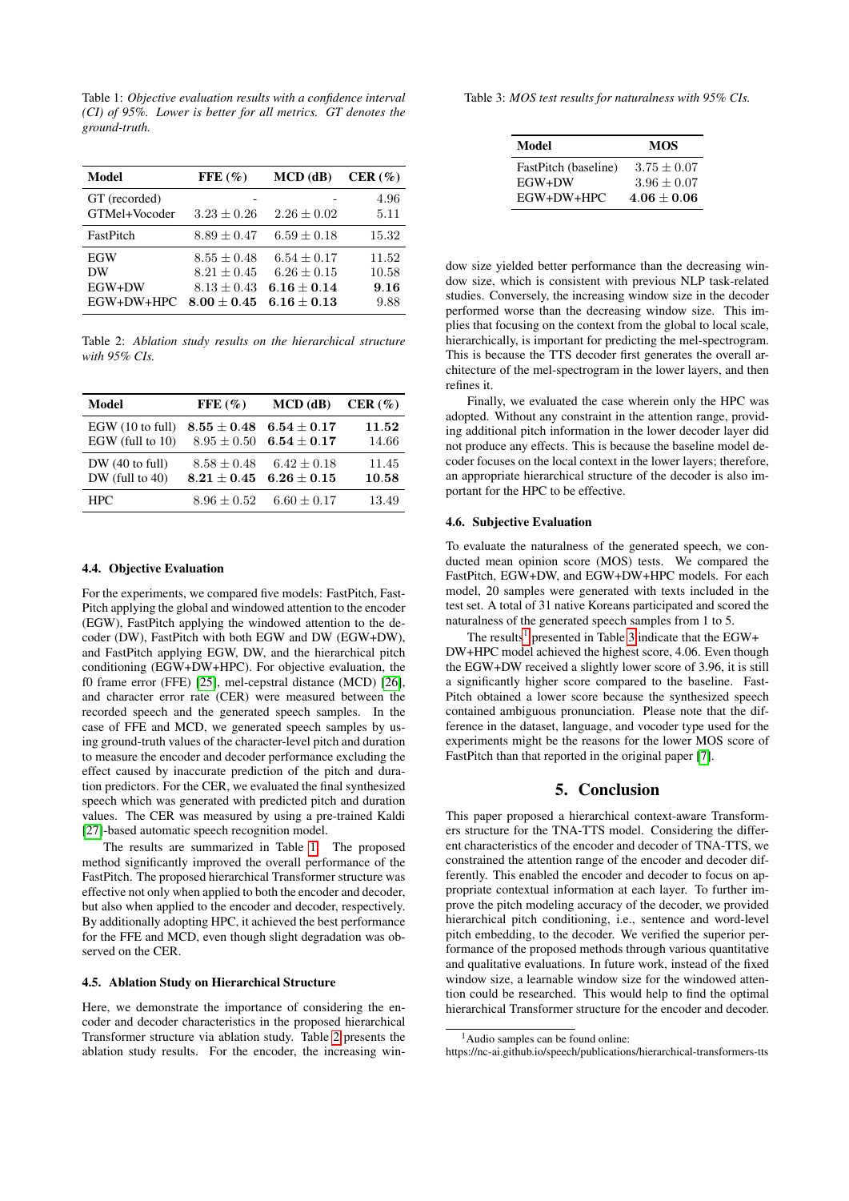Table 1: *Objective evaluation results with a confidence interval (CI) of 95%. Lower is better for all metrics. GT denotes the ground-truth.*

| Model | FFE (%) | MCD (dB) | CER (%) |
|---|---|---|---|
| GT (recorded) | - | - | 4.96 |
| GTMel+Vocoder | $3.23 \pm 0.26$ | $2.26 \pm 0.02$ | 5.11 |
| FastPitch | $8.89 \pm 0.47$ | $6.59 \pm 0.18$ | 15.32 |
| EGW | $8.55 \pm 0.48$ | $6.54 \pm 0.17$ | 11.52 |
| DW | $8.21 \pm 0.45$ | $6.26 \pm 0.15$ | 10.58 |
| EGW+DW | $8.13 \pm 0.43$ | $\mathbf{6.16 \pm 0.14}$ | **9.16** |
| EGW+DW+HPC | $\mathbf{8.00 \pm 0.45}$ | $\mathbf{6.16 \pm 0.13}$ | 9.88 |

Table 2: *Ablation study results on the hierarchical structure with 95% CIs.*

| Model | FFE (%) | MCD (dB) | CER (%) |
|---|---|---|---|
| EGW (10 to full) | $\mathbf{8.55 \pm 0.48}$ | $\mathbf{6.54 \pm 0.17}$ | **11.52** |
| EGW (full to 10) | $8.95 \pm 0.50$ | $\mathbf{6.54 \pm 0.17}$ | 14.66 |
| DW (40 to full) | $8.58 \pm 0.48$ | $6.42 \pm 0.18$ | 11.45 |
| DW (full to 40) | $\mathbf{8.21 \pm 0.45}$ | $\mathbf{6.26 \pm 0.15}$ | **10.58** |
| HPC | $8.96 \pm 0.52$ | $6.60 \pm 0.17$ | 13.49 |

### 4.4. Objective Evaluation

For the experiments, we compared five models: FastPitch, FastPitch applying the global and windowed attention to the encoder (EGW), FastPitch applying the windowed attention to the decoder (DW), FastPitch with both EGW and DW (EGW+DW), and FastPitch applying EGW, DW, and the hierarchical pitch conditioning (EGW+DW+HPC). For objective evaluation, the f0 frame error (FFE) [25], mel-cepstral distance (MCD) [26], and character error rate (CER) were measured between the recorded speech and the generated speech samples. In the case of FFE and MCD, we generated speech samples by using ground-truth values of the character-level pitch and duration to measure the encoder and decoder performance excluding the effect caused by inaccurate prediction of the pitch and duration predictors. For the CER, we evaluated the final synthesized speech which was generated with predicted pitch and duration values. The CER was measured by using a pre-trained Kaldi [27]-based automatic speech recognition model.

The results are summarized in Table 1. The proposed method significantly improved the overall performance of the FastPitch. The proposed hierarchical Transformer structure was effective not only when applied to both the encoder and decoder, but also when applied to the encoder and decoder, respectively. By additionally adopting HPC, it achieved the best performance for the FFE and MCD, even though slight degradation was observed on the CER.

### 4.5. Ablation Study on Hierarchical Structure

Here, we demonstrate the importance of considering the encoder and decoder characteristics in the proposed hierarchical Transformer structure via ablation study. Table 2 presents the ablation study results. For the encoder, the increasing window size yielded better performance than the decreasing window size, which is consistent with previous NLP task-related studies. Conversely, the increasing window size in the decoder performed worse than the decreasing window size. This implies that focusing on the context from the global to local scale, hierarchically, is important for predicting the mel-spectrogram. This is because the TTS decoder first generates the overall architecture of the mel-spectrogram in the lower layers, and then refines it.

Finally, we evaluated the case wherein only the HPC was adopted. Without any constraint in the attention range, providing additional pitch information in the lower decoder layer did not produce any effects. This is because the baseline model decoder focuses on the local context in the lower layers; therefore, an appropriate hierarchical structure of the decoder is also important for the HPC to be effective.

### 4.6. Subjective Evaluation

Table 3: *MOS test results for naturalness with 95% CIs.*

| Model | MOS |
|---|---|
| FastPitch (baseline) | $3.75 \pm 0.07$ |
| EGW+DW | $3.96 \pm 0.07$ |
| EGW+DW+HPC | $\mathbf{4.06 \pm 0.06}$ |

To evaluate the naturalness of the generated speech, we conducted mean opinion score (MOS) tests. We compared the FastPitch, EGW+DW, and EGW+DW+HPC models. For each model, 20 samples were generated with texts included in the test set. A total of 31 native Koreans participated and scored the naturalness of the generated speech samples from 1 to 5.

The results[1] presented in Table 3 indicate that the EGW+DW+HPC model achieved the highest score, 4.06. Even though the EGW+DW received a slightly lower score of 3.96, it is still a significantly higher score compared to the baseline. FastPitch obtained a lower score because the synthesized speech contained ambiguous pronunciation. Please note that the difference in the dataset, language, and vocoder type used for the experiments might be the reasons for the lower MOS score of FastPitch than that reported in the original paper [7].

## 5. Conclusion

This paper proposed a hierarchical context-aware Transformers structure for the TNA-TTS model. Considering the different characteristics of the encoder and decoder of TNA-TTS, we constrained the attention range of the encoder and decoder differently. This enabled the encoder and decoder to focus on appropriate contextual information at each layer. To further improve the pitch modeling accuracy of the decoder, we provided hierarchical pitch conditioning, i.e., sentence and word-level pitch embedding, to the decoder. We verified the superior performance of the proposed methods through various quantitative and qualitative evaluations. In future work, instead of the fixed window size, a learnable window size for the windowed attention could be researched. This would help to find the optimal hierarchical Transformer structure for the encoder and decoder.

[1] Audio samples can be found online: https://nc-ai.github.io/speech/publications/hierarchical-transformers-tts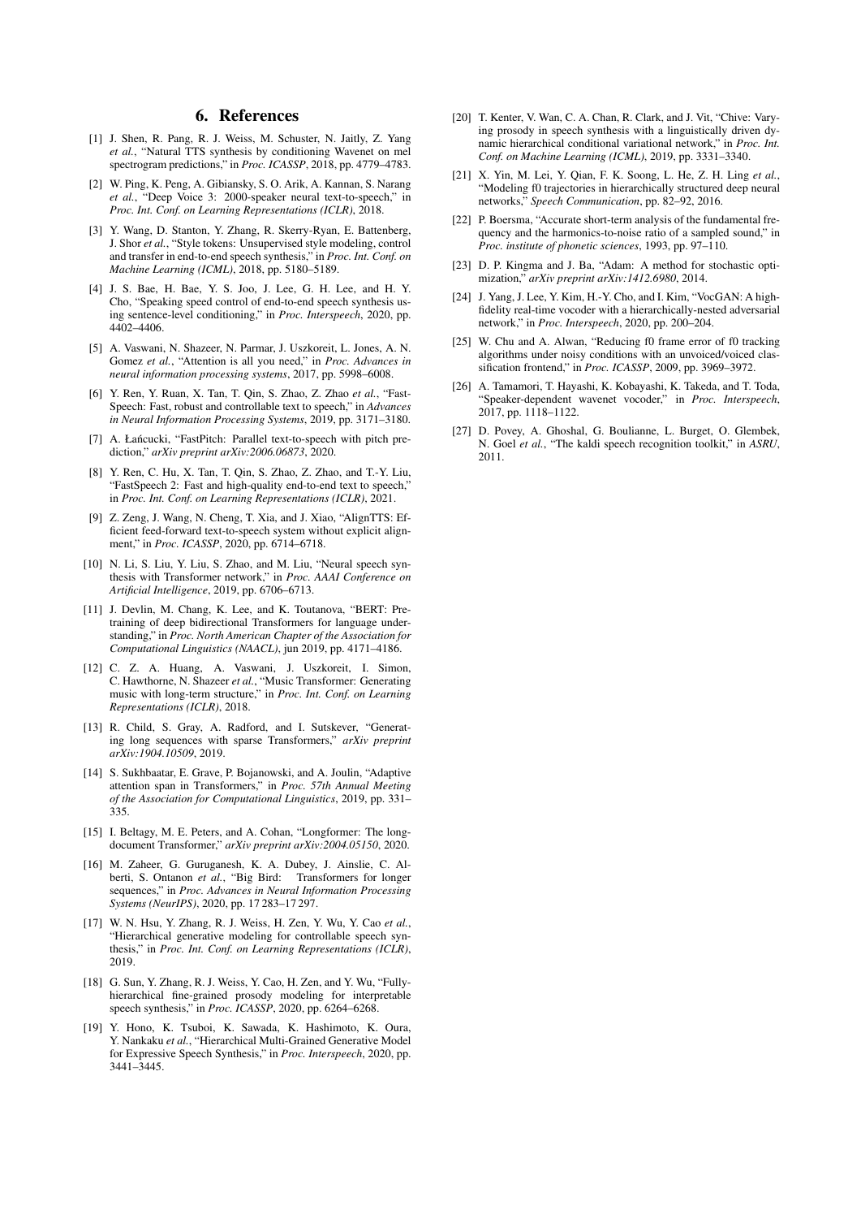## 6. References

[1] J. Shen, R. Pang, R. J. Weiss, M. Schuster, N. Jaitly, Z. Yang *et al.*, "Natural TTS synthesis by conditioning Wavenet on mel spectrogram predictions," in *Proc. ICASSP*, 2018, pp. 4779–4783.

[2] W. Ping, K. Peng, A. Gibiansky, S. O. Arik, A. Kannan, S. Narang *et al.*, "Deep Voice 3: 2000-speaker neural text-to-speech," in *Proc. Int. Conf. on Learning Representations (ICLR)*, 2018.

[3] Y. Wang, D. Stanton, Y. Zhang, R. Skerry-Ryan, E. Battenberg, J. Shor *et al.*, "Style tokens: Unsupervised style modeling, control and transfer in end-to-end speech synthesis," in *Proc. Int. Conf. on Machine Learning (ICML)*, 2018, pp. 5180–5189.

[4] J. S. Bae, H. Bae, Y. S. Joo, J. Lee, G. H. Lee, and H. Y. Cho, "Speaking speed control of end-to-end speech synthesis using sentence-level conditioning," in *Proc. Interspeech*, 2020, pp. 4402–4406.

[5] A. Vaswani, N. Shazeer, N. Parmar, J. Uszkoreit, L. Jones, A. N. Gomez *et al.*, "Attention is all you need," in *Proc. Advances in neural information processing systems*, 2017, pp. 5998–6008.

[6] Y. Ren, Y. Ruan, X. Tan, T. Qin, S. Zhao, Z. Zhao *et al.*, "FastSpeech: Fast, robust and controllable text to speech," in *Advances in Neural Information Processing Systems*, 2019, pp. 3171–3180.

[7] A. Łańcucki, "FastPitch: Parallel text-to-speech with pitch prediction," *arXiv preprint arXiv:2006.06873*, 2020.

[8] Y. Ren, C. Hu, X. Tan, T. Qin, S. Zhao, Z. Zhao, and T.-Y. Liu, "FastSpeech 2: Fast and high-quality end-to-end text to speech," in *Proc. Int. Conf. on Learning Representations (ICLR)*, 2021.

[9] Z. Zeng, J. Wang, N. Cheng, T. Xia, and J. Xiao, "AlignTTS: Efficient feed-forward text-to-speech system without explicit alignment," in *Proc. ICASSP*, 2020, pp. 6714–6718.

[10] N. Li, S. Liu, Y. Liu, S. Zhao, and M. Liu, "Neural speech synthesis with Transformer network," in *Proc. AAAI Conference on Artificial Intelligence*, 2019, pp. 6706–6713.

[11] J. Devlin, M. Chang, K. Lee, and K. Toutanova, "BERT: Pre-training of deep bidirectional Transformers for language understanding," in *Proc. North American Chapter of the Association for Computational Linguistics (NAACL)*, jun 2019, pp. 4171–4186.

[12] C. Z. A. Huang, A. Vaswani, J. Uszkoreit, I. Simon, C. Hawthorne, N. Shazeer *et al.*, "Music Transformer: Generating music with long-term structure," in *Proc. Int. Conf. on Learning Representations (ICLR)*, 2018.

[13] R. Child, S. Gray, A. Radford, and I. Sutskever, "Generating long sequences with sparse Transformers," *arXiv preprint arXiv:1904.10509*, 2019.

[14] S. Sukhbaatar, E. Grave, P. Bojanowski, and A. Joulin, "Adaptive attention span in Transformers," in *Proc. 57th Annual Meeting of the Association for Computational Linguistics*, 2019, pp. 331–335.

[15] I. Beltagy, M. E. Peters, and A. Cohan, "Longformer: The long-document Transformer," *arXiv preprint arXiv:2004.05150*, 2020.

[16] M. Zaheer, G. Guruganesh, K. A. Dubey, J. Ainslie, C. Alberti, S. Ontanon *et al.*, "Big Bird: Transformers for longer sequences," in *Proc. Advances in Neural Information Processing Systems (NeurIPS)*, 2020, pp. 17 283–17 297.

[17] W. N. Hsu, Y. Zhang, R. J. Weiss, H. Zen, Y. Wu, Y. Cao *et al.*, "Hierarchical generative modeling for controllable speech synthesis," in *Proc. Int. Conf. on Learning Representations (ICLR)*, 2019.

[18] G. Sun, Y. Zhang, R. J. Weiss, Y. Cao, H. Zen, and Y. Wu, "Fully-hierarchical fine-grained prosody modeling for interpretable speech synthesis," in *Proc. ICASSP*, 2020, pp. 6264–6268.

[19] Y. Hono, K. Tsuboi, K. Sawada, K. Hashimoto, K. Oura, Y. Nankaku *et al.*, "Hierarchical Multi-Grained Generative Model for Expressive Speech Synthesis," in *Proc. Interspeech*, 2020, pp. 3441–3445.

[20] T. Kenter, V. Wan, C. A. Chan, R. Clark, and J. Vit, "Chive: Varying prosody in speech synthesis with a linguistically driven dynamic hierarchical conditional variational network," in *Proc. Int. Conf. on Machine Learning (ICML)*, 2019, pp. 3331–3340.

[21] X. Yin, M. Lei, Y. Qian, F. K. Soong, L. He, Z. H. Ling *et al.*, "Modeling f0 trajectories in hierarchically structured deep neural networks," *Speech Communication*, pp. 82–92, 2016.

[22] P. Boersma, "Accurate short-term analysis of the fundamental frequency and the harmonics-to-noise ratio of a sampled sound," in *Proc. institute of phonetic sciences*, 1993, pp. 97–110.

[23] D. P. Kingma and J. Ba, "Adam: A method for stochastic optimization," *arXiv preprint arXiv:1412.6980*, 2014.

[24] J. Yang, J. Lee, Y. Kim, H.-Y. Cho, and I. Kim, "VocGAN: A high-fidelity real-time vocoder with a hierarchically-nested adversarial network," in *Proc. Interspeech*, 2020, pp. 200–204.

[25] W. Chu and A. Alwan, "Reducing f0 frame error of f0 tracking algorithms under noisy conditions with an unvoiced/voiced classification frontend," in *Proc. ICASSP*, 2009, pp. 3969–3972.

[26] A. Tamamori, T. Hayashi, K. Kobayashi, K. Takeda, and T. Toda, "Speaker-dependent wavenet vocoder," in *Proc. Interspeech*, 2017, pp. 1118–1122.

[27] D. Povey, A. Ghoshal, G. Boulianne, L. Burget, O. Glembek, N. Goel *et al.*, "The kaldi speech recognition toolkit," in *ASRU*, 2011.